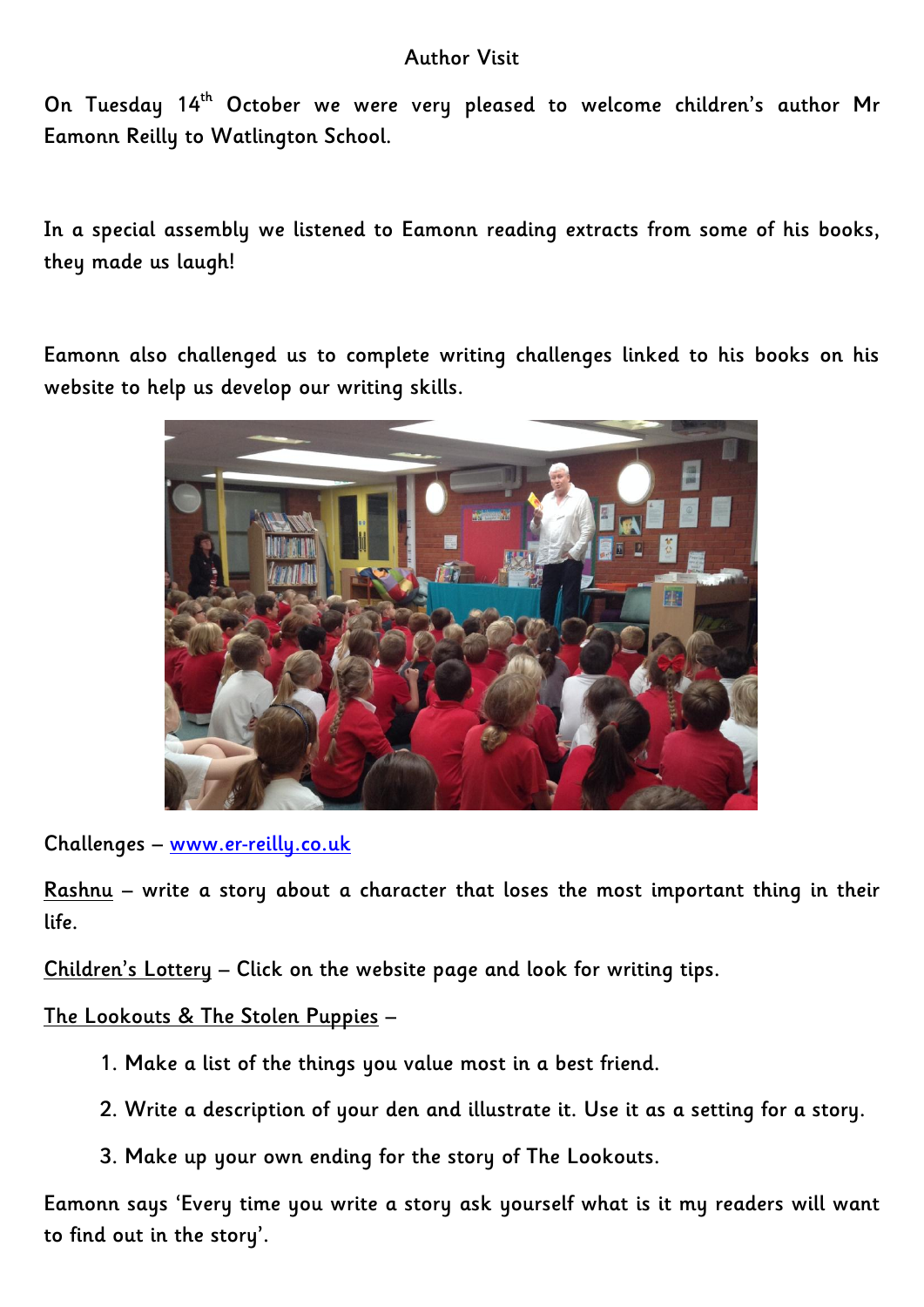# Author Visit

On Tuesday 14th October we were very pleased to welcome children's author Mr Eamonn Reilly to Watlington School.

In a special assembly we listened to Eamonn reading extracts from some of his books, they made us laugh!

Eamonn also challenged us to complete writing challenges linked to his books on his website to help us develop our writing skills.

Challenges – [www.er-reilly.co.uk](http://www.er-reilly.co.uk)

<u>Rashnu</u> – write a story about a character that loses the most important thing in their life.

<u>Children's Lottery</u> – Click on the website page and look for writing tips.

<u>The Lookouts & The Stolen Puppies</u> –

1. Make a list of the things you value most in a best friend.
2. Write a description of your den and illustrate it. Use it as a setting for a story.
3. Make up your own ending for the story of The Lookouts.

Eamonn says 'Every time you write a story ask yourself what is it my readers will want to find out in the story'.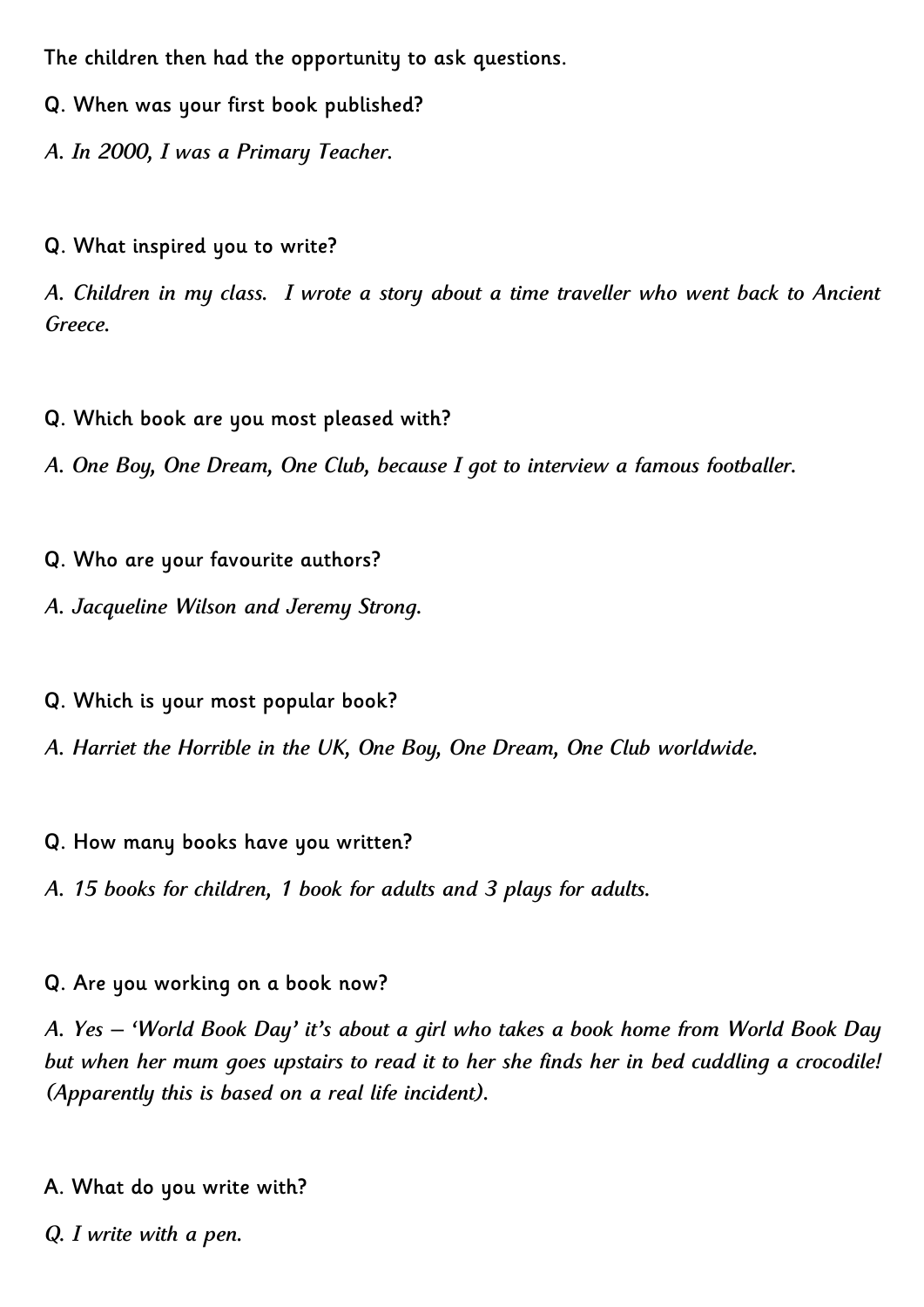**The children then had the opportunity to ask questions.**

**Q. When was your first book published?**

*A. In 2000, I was a Primary Teacher.*

**Q. What inspired you to write?**

*A. Children in my class. I wrote a story about a time traveller who went back to Ancient Greece.*

**Q. Which book are you most pleased with?**

*A. One Boy, One Dream, One Club, because I got to interview a famous footballer.*

**Q. Who are your favourite authors?**

*A. Jacqueline Wilson and Jeremy Strong.*

**Q. Which is your most popular book?**

*A. Harriet the Horrible in the UK, One Boy, One Dream, One Club worldwide.*

**Q. How many books have you written?**

*A. 15 books for children, 1 book for adults and 3 plays for adults.*

**Q. Are you working on a book now?**

*A. Yes – 'World Book Day' it's about a girl who takes a book home from World Book Day but when her mum goes upstairs to read it to her she finds her in bed cuddling a crocodile! (Apparently this is based on a real life incident).*

**A. What do you write with?**

*Q. I write with a pen.*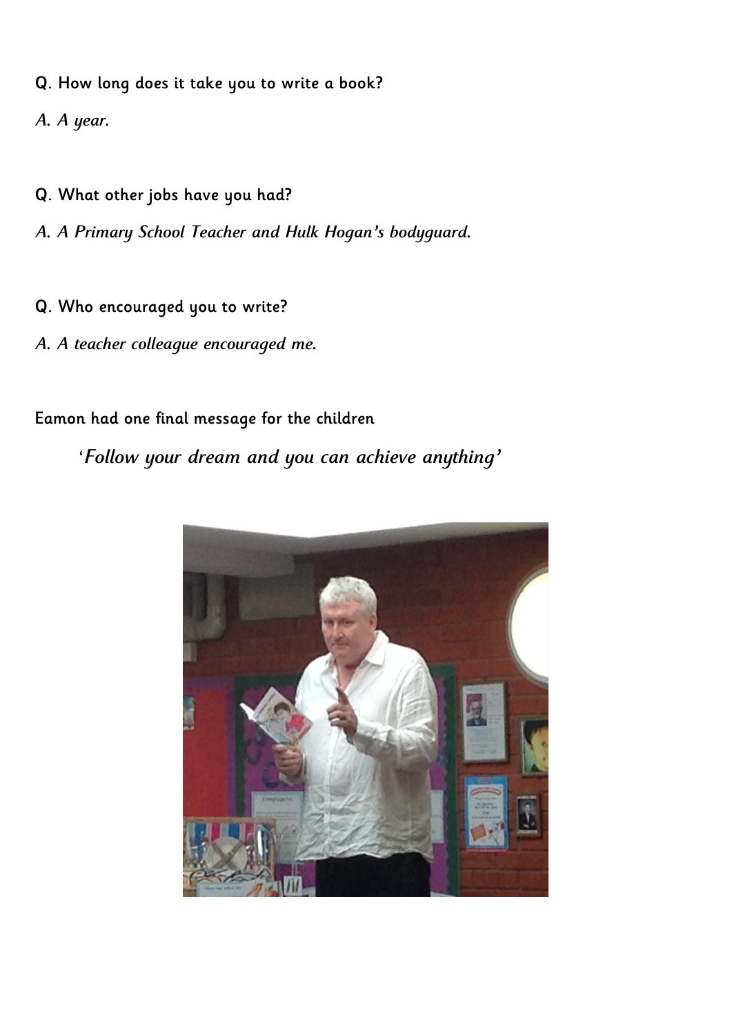Q. How long does it take you to write a book?

*A. A year.*

Q. What other jobs have you had?

*A. A Primary School Teacher and Hulk Hogan's bodyguard.*

Q. Who encouraged you to write?

*A. A teacher colleague encouraged me.*

Eamon had one final message for the children

*'Follow your dream and you can achieve anything'*